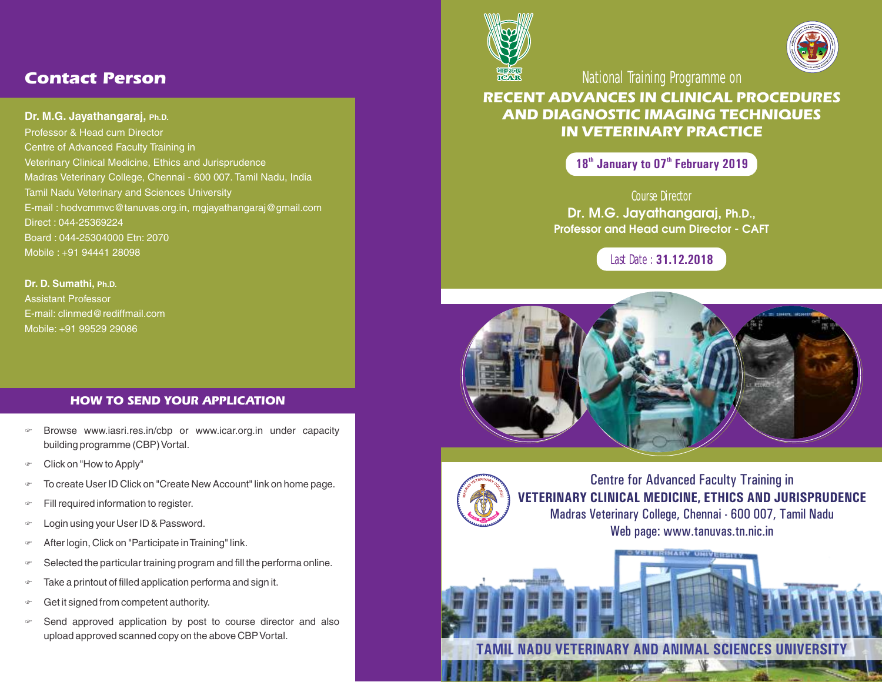## Contact Person

**Dr. M.G. Jayathangaraj, Ph.D.**
Professor & Head cum Director
Centre of Advanced Faculty Training in
Veterinary Clinical Medicine, Ethics and Jurisprudence
Madras Veterinary College, Chennai - 600 007. Tamil Nadu, India
Tamil Nadu Veterinary and Sciences University
E-mail : hodvcmmvc@tanuvas.org.in, mgjayathangaraj@gmail.com
Direct : 044-25369224
Board : 044-25304000 Etn: 2070
Mobile : +91 94441 28098

**Dr. D. Sumathi, Ph.D.**
Assistant Professor
E-mail: clinmed@rediffmail.com
Mobile: +91 99529 29086

## HOW TO SEND YOUR APPLICATION

- Browse www.iasri.res.in/cbp or www.icar.org.in under capacity building programme (CBP) Vortal.
- Click on "How to Apply"
- To create User ID Click on "Create New Account" link on home page.
- Fill required information to register.
- Login using your User ID & Password.
- After login, Click on "Participate in Training" link.
- Selected the particular training program and fill the performa online.
- Take a printout of filled application performa and sign it.
- Get it signed from competent authority.
- Send approved application by post to course director and also upload approved scanned copy on the above CBP Vortal.

ICAR

National Training Programme on

# RECENT ADVANCES IN CLINICAL PROCEDURES AND DIAGNOSTIC IMAGING TECHNIQUES IN VETERINARY PRACTICE

**18th January to 07th February 2019**

Course Director
**Dr. M.G. Jayathangaraj, Ph.D.,**
**Professor and Head cum Director - CAFT**

Last Date : **31.12.2018**

Centre for Advanced Faculty Training in
**VETERINARY CLINICAL MEDICINE, ETHICS AND JURISPRUDENCE**
Madras Veterinary College, Chennai - 600 007, Tamil Nadu
Web page: www.tanuvas.tn.nic.in

**TAMIL NADU VETERINARY AND ANIMAL SCIENCES UNIVERSITY**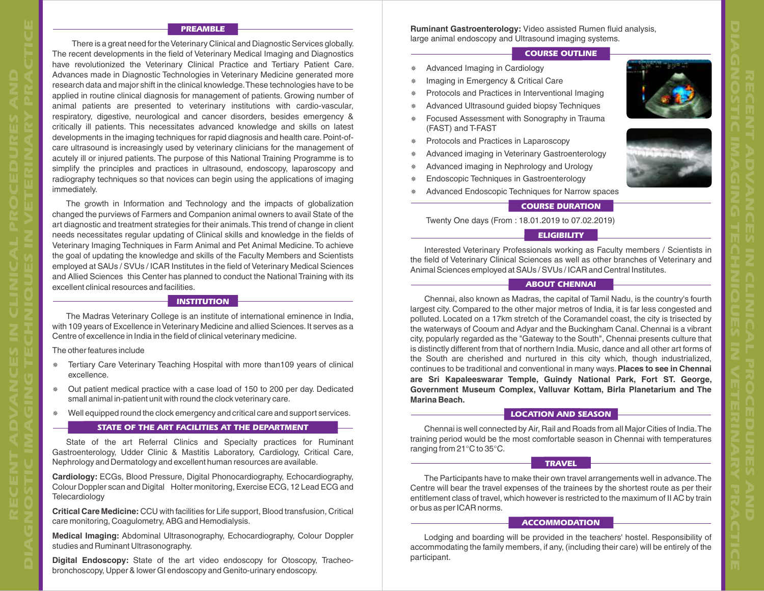## PREAMBLE

There is a great need for the Veterinary Clinical and Diagnostic Services globally. The recent developments in the field of Veterinary Medical Imaging and Diagnostics have revolutionized the Veterinary Clinical Practice and Tertiary Patient Care. Advances made in Diagnostic Technologies in Veterinary Medicine generated more research data and major shift in the clinical knowledge. These technologies have to be applied in routine clinical diagnosis for management of patients. Growing number of animal patients are presented to veterinary institutions with cardio-vascular, respiratory, digestive, neurological and cancer disorders, besides emergency & critically ill patients. This necessitates advanced knowledge and skills on latest developments in the imaging techniques for rapid diagnosis and health care. Point-of-care ultrasound is increasingly used by veterinary clinicians for the management of acutely ill or injured patients. The purpose of this National Training Programme is to simplify the principles and practices in ultrasound, endoscopy, laparoscopy and radiography techniques so that novices can begin using the applications of imaging immediately.

The growth in Information and Technology and the impacts of globalization changed the purviews of Farmers and Companion animal owners to avail State of the art diagnostic and treatment strategies for their animals. This trend of change in client needs necessitates regular updating of Clinical skills and knowledge in the fields of Veterinary Imaging Techniques in Farm Animal and Pet Animal Medicine. To achieve the goal of updating the knowledge and skills of the Faculty Members and Scientists employed at SAUs / SVUs / ICAR Institutes in the field of Veterinary Medical Sciences and Allied Sciences this Center has planned to conduct the National Training with its excellent clinical resources and facilities.

## INSTITUTION

The Madras Veterinary College is an institute of international eminence in India, with 109 years of Excellence in Veterinary Medicine and allied Sciences. It serves as a Centre of excellence in India in the field of clinical veterinary medicine.

The other features include

- Tertiary Care Veterinary Teaching Hospital with more than109 years of clinical excellence.
- Out patient medical practice with a case load of 150 to 200 per day. Dedicated small animal in-patient unit with round the clock veterinary care.
- Well equipped round the clock emergency and critical care and support services.

## STATE OF THE ART FACILITIES AT THE DEPARTMENT

State of the art Referral Clinics and Specialty practices for Ruminant Gastroenterology, Udder Clinic & Mastitis Laboratory, Cardiology, Critical Care, Nephrology and Dermatology and excellent human resources are available.

**Cardiology:** ECGs, Blood Pressure, Digital Phonocardiography, Echocardiography, Colour Doppler scan and Digital Holter monitoring, Exercise ECG, 12 Lead ECG and Telecardiology

**Critical Care Medicine:** CCU with facilities for Life support, Blood transfusion, Critical care monitoring, Coagulometry, ABG and Hemodialysis.

**Medical Imaging:** Abdominal Ultrasonography, Echocardiography, Colour Doppler studies and Ruminant Ultrasonography.

**Digital Endoscopy:** State of the art video endoscopy for Otoscopy, Tracheo-bronchoscopy, Upper & lower GI endoscopy and Genito-urinary endoscopy.

**Ruminant Gastroenterology:** Video assisted Rumen fluid analysis, large animal endoscopy and Ultrasound imaging systems.

## COURSE OUTLINE

- Advanced Imaging in Cardiology
- Imaging in Emergency & Critical Care
- Protocols and Practices in Interventional Imaging
- Advanced Ultrasound guided biopsy Techniques
- Focused Assessment with Sonography in Trauma (FAST) and T-FAST
- Protocols and Practices in Laparoscopy
- Advanced imaging in Veterinary Gastroenterology
- Advanced imaging in Nephrology and Urology
- Endoscopic Techniques in Gastroenterology
- Advanced Endoscopic Techniques for Narrow spaces

## COURSE DURATION

Twenty One days (From : 18.01.2019 to 07.02.2019)

## ELIGIBILITY

Interested Veterinary Professionals working as Faculty members / Scientists in the field of Veterinary Clinical Sciences as well as other branches of Veterinary and Animal Sciences employed at SAUs / SVUs / ICAR and Central Institutes.

## ABOUT CHENNAI

Chennai, also known as Madras, the capital of Tamil Nadu, is the country's fourth largest city. Compared to the other major metros of India, it is far less congested and polluted. Located on a 17km stretch of the Coramandel coast, the city is trisected by the waterways of Cooum and Adyar and the Buckingham Canal. Chennai is a vibrant city, popularly regarded as the "Gateway to the South", Chennai presents culture that is distinctly different from that of northern India. Music, dance and all other art forms of the South are cherished and nurtured in this city which, though industrialized, continues to be traditional and conventional in many ways. **Places to see in Chennai are Sri Kapaleeswarar Temple, Guindy National Park, Fort ST. George, Government Museum Complex, Valluvar Kottam, Birla Planetarium and The Marina Beach.**

## LOCATION AND SEASON

Chennai is well connected by Air, Rail and Roads from all Major Cities of India. The training period would be the most comfortable season in Chennai with temperatures ranging from 21°C to 35°C.

## TRAVEL

The Participants have to make their own travel arrangements well in advance. The Centre will bear the travel expenses of the trainees by the shortest route as per their entitlement class of travel, which however is restricted to the maximum of II AC by train or bus as per ICAR norms.

## ACCOMMODATION

Lodging and boarding will be provided in the teachers' hostel. Responsibility of accommodating the family members, if any, (including their care) will be entirely of the participant.